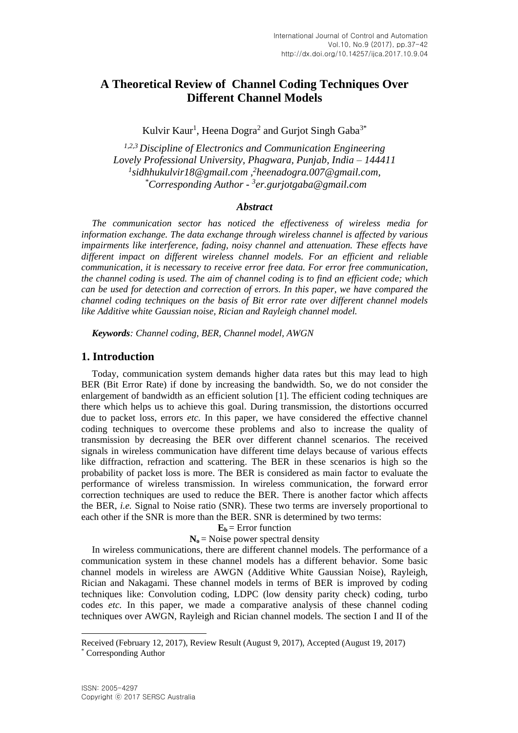# A Theoretical Review of Channel Coding Techniques Over Different Channel Models

Kulvir Kaur[1], Heena Dogra[2] and Gurjot Singh Gaba[3*]

*[1,2,3] Discipline of Electronics and Communication Engineering*
*Lovely Professional University, Phagwara, Punjab, India – 144411*
*[1]sidhhukulvir18@gmail.com ,[2]heenadogra.007@gmail.com,*
*[*]Corresponding Author - [3]er.gurjotgaba@gmail.com*

### *Abstract*

*The communication sector has noticed the effectiveness of wireless media for information exchange. The data exchange through wireless channel is affected by various impairments like interference, fading, noisy channel and attenuation. These effects have different impact on different wireless channel models. For an efficient and reliable communication, it is necessary to receive error free data. For error free communication, the channel coding is used. The aim of channel coding is to find an efficient code; which can be used for detection and correction of errors. In this paper, we have compared the channel coding techniques on the basis of Bit error rate over different channel models like Additive white Gaussian noise, Rician and Rayleigh channel model.*

***Keywords**: Channel coding, BER, Channel model, AWGN*

## 1. Introduction

Today, communication system demands higher data rates but this may lead to high BER (Bit Error Rate) if done by increasing the bandwidth. So, we do not consider the enlargement of bandwidth as an efficient solution [1]. The efficient coding techniques are there which helps us to achieve this goal. During transmission, the distortions occurred due to packet loss, errors *etc.* In this paper, we have considered the effective channel coding techniques to overcome these problems and also to increase the quality of transmission by decreasing the BER over different channel scenarios. The received signals in wireless communication have different time delays because of various effects like diffraction, refraction and scattering. The BER in these scenarios is high so the probability of packet loss is more. The BER is considered as main factor to evaluate the performance of wireless transmission. In wireless communication, the forward error correction techniques are used to reduce the BER. There is another factor which affects the BER, *i.e.* Signal to Noise ratio (SNR). These two terms are inversely proportional to each other if the SNR is more than the BER. SNR is determined by two terms:

$\mathbf{E_b}$ = Error function

$\mathbf{N_o}$ = Noise power spectral density

In wireless communications, there are different channel models. The performance of a communication system in these channel models has a different behavior. Some basic channel models in wireless are AWGN (Additive White Gaussian Noise), Rayleigh, Rician and Nakagami. These channel models in terms of BER is improved by coding techniques like: Convolution coding, LDPC (low density parity check) coding, turbo codes *etc.* In this paper, we made a comparative analysis of these channel coding techniques over AWGN, Rayleigh and Rician channel models. The section I and II of the

Received (February 12, 2017), Review Result (August 9, 2017), Accepted (August 19, 2017)

[*] Corresponding Author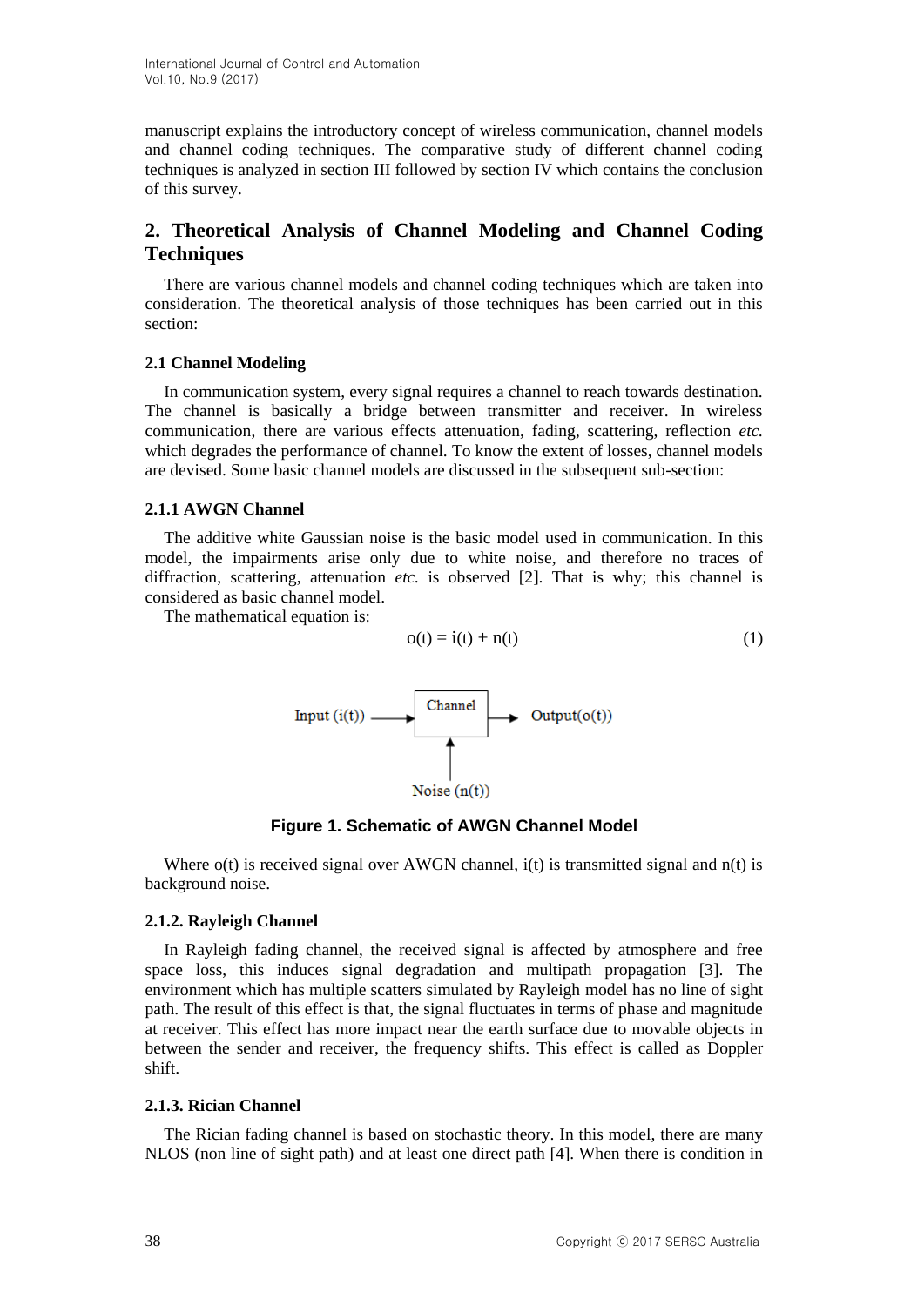manuscript explains the introductory concept of wireless communication, channel models and channel coding techniques. The comparative study of different channel coding techniques is analyzed in section III followed by section IV which contains the conclusion of this survey.

## 2. Theoretical Analysis of Channel Modeling and Channel Coding Techniques

There are various channel models and channel coding techniques which are taken into consideration. The theoretical analysis of those techniques has been carried out in this section:

### 2.1 Channel Modeling

In communication system, every signal requires a channel to reach towards destination. The channel is basically a bridge between transmitter and receiver. In wireless communication, there are various effects attenuation, fading, scattering, reflection *etc.* which degrades the performance of channel. To know the extent of losses, channel models are devised. Some basic channel models are discussed in the subsequent sub-section:

#### 2.1.1 AWGN Channel

The additive white Gaussian noise is the basic model used in communication. In this model, the impairments arise only due to white noise, and therefore no traces of diffraction, scattering, attenuation *etc.* is observed [2]. That is why; this channel is considered as basic channel model.

The mathematical equation is:

$$o(t) = i(t) + n(t) \tag{1}$$

**Figure 1. Schematic of AWGN Channel Model**

Where $o(t)$ is received signal over AWGN channel, $i(t)$ is transmitted signal and $n(t)$ is background noise.

#### 2.1.2. Rayleigh Channel

In Rayleigh fading channel, the received signal is affected by atmosphere and free space loss, this induces signal degradation and multipath propagation [3]. The environment which has multiple scatters simulated by Rayleigh model has no line of sight path. The result of this effect is that, the signal fluctuates in terms of phase and magnitude at receiver. This effect has more impact near the earth surface due to movable objects in between the sender and receiver, the frequency shifts. This effect is called as Doppler shift.

#### 2.1.3. Rician Channel

The Rician fading channel is based on stochastic theory. In this model, there are many NLOS (non line of sight path) and at least one direct path [4]. When there is condition in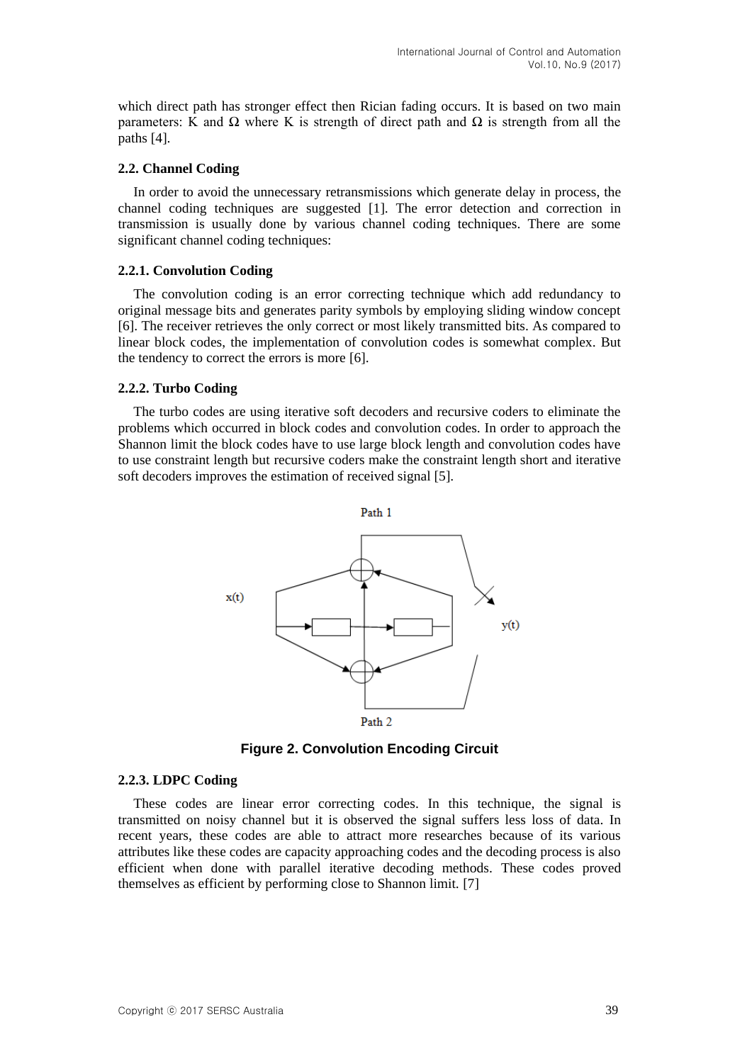which direct path has stronger effect then Rician fading occurs. It is based on two main parameters: K and **Ω** where K is strength of direct path and **Ω** is strength from all the paths [4].

### 2.2. Channel Coding

In order to avoid the unnecessary retransmissions which generate delay in process, the channel coding techniques are suggested [1]. The error detection and correction in transmission is usually done by various channel coding techniques. There are some significant channel coding techniques:

#### 2.2.1. Convolution Coding

The convolution coding is an error correcting technique which add redundancy to original message bits and generates parity symbols by employing sliding window concept [6]. The receiver retrieves the only correct or most likely transmitted bits. As compared to linear block codes, the implementation of convolution codes is somewhat complex. But the tendency to correct the errors is more [6].

#### 2.2.2. Turbo Coding

The turbo codes are using iterative soft decoders and recursive coders to eliminate the problems which occurred in block codes and convolution codes. In order to approach the Shannon limit the block codes have to use large block length and convolution codes have to use constraint length but recursive coders make the constraint length short and iterative soft decoders improves the estimation of received signal [5].

Path 1

x(t)

y(t)

Path 2

**Figure 2. Convolution Encoding Circuit**

#### 2.2.3. LDPC Coding

These codes are linear error correcting codes. In this technique, the signal is transmitted on noisy channel but it is observed the signal suffers less loss of data. In recent years, these codes are able to attract more researches because of its various attributes like these codes are capacity approaching codes and the decoding process is also efficient when done with parallel iterative decoding methods. These codes proved themselves as efficient by performing close to Shannon limit. [7]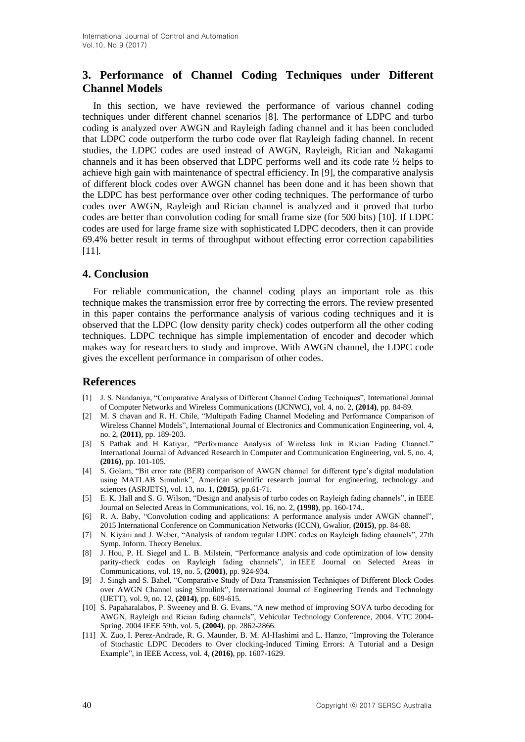## 3. Performance of Channel Coding Techniques under Different Channel Models

In this section, we have reviewed the performance of various channel coding techniques under different channel scenarios [8]. The performance of LDPC and turbo coding is analyzed over AWGN and Rayleigh fading channel and it has been concluded that LDPC code outperform the turbo code over flat Rayleigh fading channel. In recent studies, the LDPC codes are used instead of AWGN, Rayleigh, Rician and Nakagami channels and it has been observed that LDPC performs well and its code rate ½ helps to achieve high gain with maintenance of spectral efficiency. In [9], the comparative analysis of different block codes over AWGN channel has been done and it has been shown that the LDPC has best performance over other coding techniques. The performance of turbo codes over AWGN, Rayleigh and Rician channel is analyzed and it proved that turbo codes are better than convolution coding for small frame size (for 500 bits) [10]. If LDPC codes are used for large frame size with sophisticated LDPC decoders, then it can provide 69.4% better result in terms of throughput without effecting error correction capabilities [11].

## 4. Conclusion

For reliable communication, the channel coding plays an important role as this technique makes the transmission error free by correcting the errors. The review presented in this paper contains the performance analysis of various coding techniques and it is observed that the LDPC (low density parity check) codes outperform all the other coding techniques. LDPC technique has simple implementation of encoder and decoder which makes way for researchers to study and improve. With AWGN channel, the LDPC code gives the excellent performance in comparison of other codes.

## References

[1] J. S. Nandaniya, "Comparative Analysis of Different Channel Coding Techniques", International Journal of Computer Networks and Wireless Communications (IJCNWC), vol. 4, no. 2, **(2014)**, pp. 84-89.

[2] M. S chavan and R. H. Chile, "Multipath Fading Channel Modeling and Performance Comparison of Wireless Channel Models", International Journal of Electronics and Communication Engineering, vol. 4, no. 2, **(2011)**, pp. 189-203.

[3] S Pathak and H Katiyar, "Performance Analysis of Wireless link in Rician Fading Channel." International Journal of Advanced Research in Computer and Communication Engineering, vol. 5, no. 4, **(2016)**, pp. 101-105.

[4] S. Golam, "Bit error rate (BER) comparison of AWGN channel for different type's digital modulation using MATLAB Simulink", American scientific research journal for engineering, technology and sciences (ASRJETS), vol. 13, no. 1, **(2015)**, pp.61-71.

[5] E. K. Hall and S. G. Wilson, "Design and analysis of turbo codes on Rayleigh fading channels", in IEEE Journal on Selected Areas in Communications, vol. 16, no. 2, **(1998)**, pp. 160-174..

[6] R. A. Baby, "Convolution coding and applications: A performance analysis under AWGN channel", 2015 International Conference on Communication Networks (ICCN), Gwalior, **(2015)**, pp. 84-88.

[7] N. Kiyani and J. Weber, "Analysis of random regular LDPC codes on Rayleigh fading channels", 27th Symp. Inform. Theory Benelux.

[8] J. Hou, P. H. Siegel and L. B. Milstein, "Performance analysis and code optimization of low density parity-check codes on Rayleigh fading channels", in IEEE Journal on Selected Areas in Communications, vol. 19, no. 5, **(2001)**, pp. 924-934.

[9] J. Singh and S. Bahel, "Comparative Study of Data Transmission Techniques of Different Block Codes over AWGN Channel using Simulink", International Journal of Engineering Trends and Technology (IJETT), vol. 9, no. 12, **(2014)**, pp. 609-615.

[10] S. Papaharalabos, P. Sweeney and B. G. Evans, "A new method of improving SOVA turbo decoding for AWGN, Rayleigh and Rician fading channels", Vehicular Technology Conference, 2004. VTC 2004-Spring. 2004 IEEE 59th, vol. 5, **(2004)**, pp. 2862-2866.

[11] X. Zuo, I. Perez-Andrade, R. G. Maunder, B. M. Al-Hashimi and L. Hanzo, "Improving the Tolerance of Stochastic LDPC Decoders to Over clocking-Induced Timing Errors: A Tutorial and a Design Example", in IEEE Access, vol. 4, **(2016)**, pp. 1607-1629.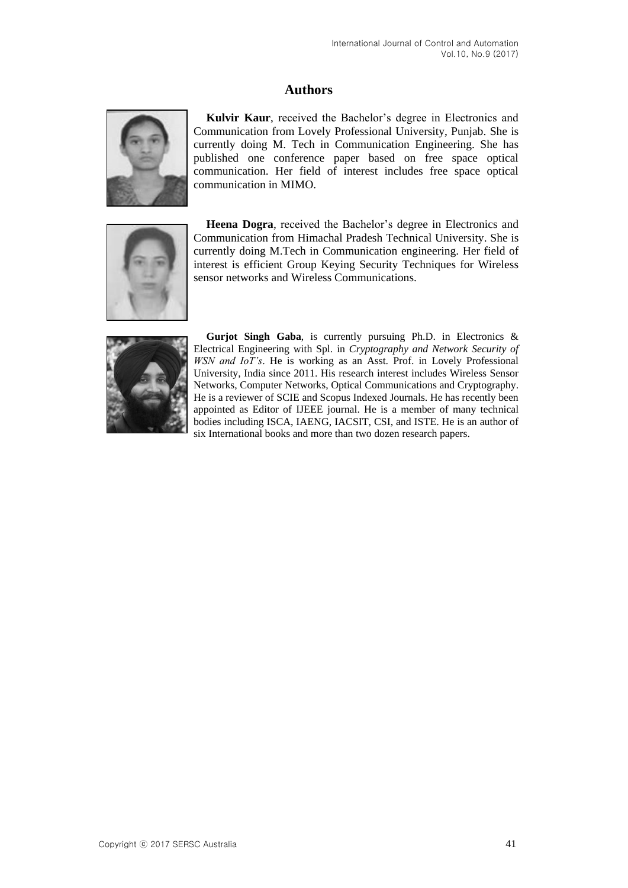## Authors

**Kulvir Kaur**, received the Bachelor's degree in Electronics and Communication from Lovely Professional University, Punjab. She is currently doing M. Tech in Communication Engineering. She has published one conference paper based on free space optical communication. Her field of interest includes free space optical communication in MIMO.

**Heena Dogra**, received the Bachelor's degree in Electronics and Communication from Himachal Pradesh Technical University. She is currently doing M.Tech in Communication engineering. Her field of interest is efficient Group Keying Security Techniques for Wireless sensor networks and Wireless Communications.

**Gurjot Singh Gaba**, is currently pursuing Ph.D. in Electronics & Electrical Engineering with Spl. in *Cryptography and Network Security of WSN and IoT's*. He is working as an Asst. Prof. in Lovely Professional University, India since 2011. His research interest includes Wireless Sensor Networks, Computer Networks, Optical Communications and Cryptography. He is a reviewer of SCIE and Scopus Indexed Journals. He has recently been appointed as Editor of IJEEE journal. He is a member of many technical bodies including ISCA, IAENG, IACSIT, CSI, and ISTE. He is an author of six International books and more than two dozen research papers.